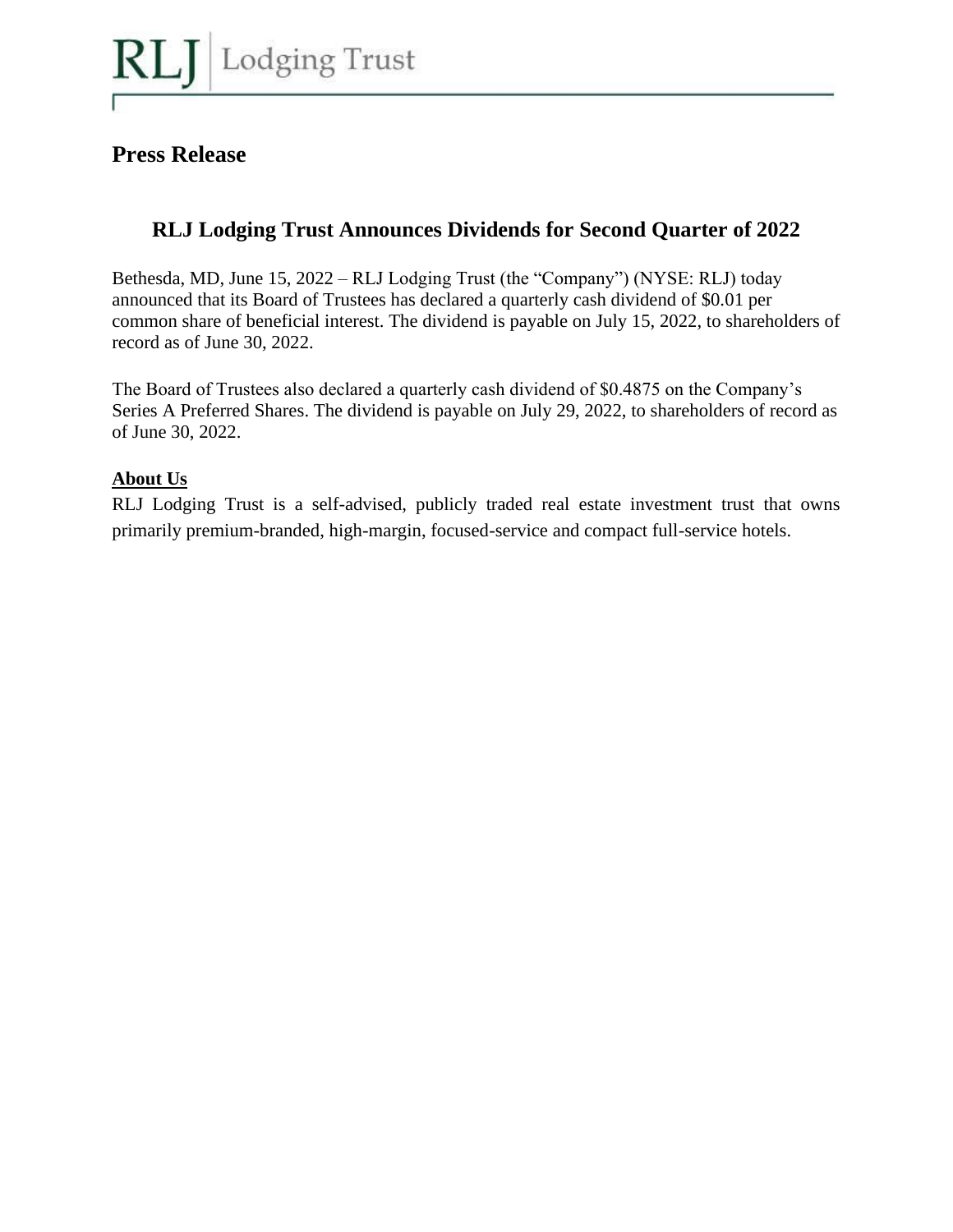RLJ | Lodging Trust

# Press Release

## RLJ Lodging Trust Announces Dividends for Second Quarter of 2022

Bethesda, MD, June 15, 2022 – RLJ Lodging Trust (the "Company") (NYSE: RLJ) today announced that its Board of Trustees has declared a quarterly cash dividend of $0.01 per common share of beneficial interest. The dividend is payable on July 15, 2022, to shareholders of record as of June 30, 2022.

The Board of Trustees also declared a quarterly cash dividend of $0.4875 on the Company's Series A Preferred Shares. The dividend is payable on July 29, 2022, to shareholders of record as of June 30, 2022.

**About Us**

RLJ Lodging Trust is a self-advised, publicly traded real estate investment trust that owns primarily premium-branded, high-margin, focused-service and compact full-service hotels.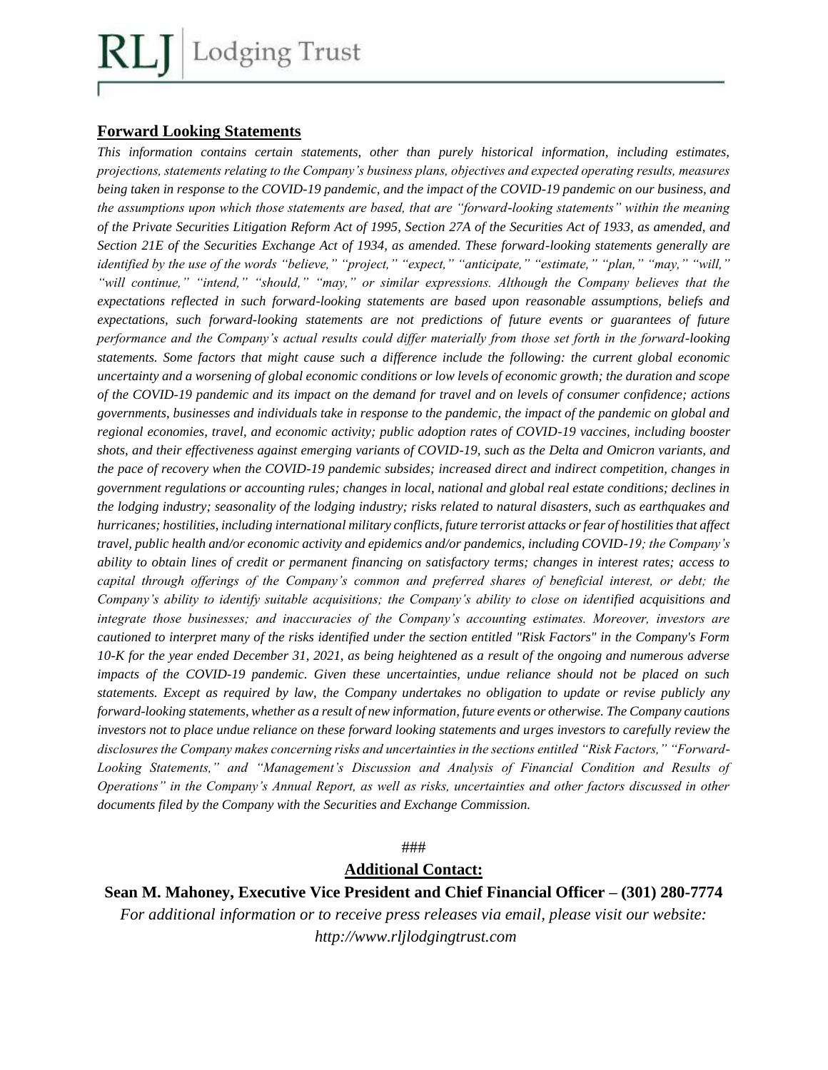## Forward Looking Statements

*This information contains certain statements, other than purely historical information, including estimates, projections, statements relating to the Company's business plans, objectives and expected operating results, measures being taken in response to the COVID-19 pandemic, and the impact of the COVID-19 pandemic on our business, and the assumptions upon which those statements are based, that are "forward-looking statements" within the meaning of the Private Securities Litigation Reform Act of 1995, Section 27A of the Securities Act of 1933, as amended, and Section 21E of the Securities Exchange Act of 1934, as amended. These forward-looking statements generally are identified by the use of the words "believe," "project," "expect," "anticipate," "estimate," "plan," "may," "will," "will continue," "intend," "should," "may," or similar expressions. Although the Company believes that the expectations reflected in such forward-looking statements are based upon reasonable assumptions, beliefs and expectations, such forward-looking statements are not predictions of future events or guarantees of future performance and the Company's actual results could differ materially from those set forth in the forward-looking statements. Some factors that might cause such a difference include the following: the current global economic uncertainty and a worsening of global economic conditions or low levels of economic growth; the duration and scope of the COVID-19 pandemic and its impact on the demand for travel and on levels of consumer confidence; actions governments, businesses and individuals take in response to the pandemic, the impact of the pandemic on global and regional economies, travel, and economic activity; public adoption rates of COVID-19 vaccines, including booster shots, and their effectiveness against emerging variants of COVID-19, such as the Delta and Omicron variants, and the pace of recovery when the COVID-19 pandemic subsides; increased direct and indirect competition, changes in government regulations or accounting rules; changes in local, national and global real estate conditions; declines in the lodging industry; seasonality of the lodging industry; risks related to natural disasters, such as earthquakes and hurricanes; hostilities, including international military conflicts, future terrorist attacks or fear of hostilities that affect travel, public health and/or economic activity and epidemics and/or pandemics, including COVID-19; the Company's ability to obtain lines of credit or permanent financing on satisfactory terms; changes in interest rates; access to capital through offerings of the Company's common and preferred shares of beneficial interest, or debt; the Company's ability to identify suitable acquisitions; the Company's ability to close on identified acquisitions and integrate those businesses; and inaccuracies of the Company's accounting estimates. Moreover, investors are cautioned to interpret many of the risks identified under the section entitled "Risk Factors" in the Company's Form 10-K for the year ended December 31, 2021, as being heightened as a result of the ongoing and numerous adverse impacts of the COVID-19 pandemic. Given these uncertainties, undue reliance should not be placed on such statements. Except as required by law, the Company undertakes no obligation to update or revise publicly any forward-looking statements, whether as a result of new information, future events or otherwise. The Company cautions investors not to place undue reliance on these forward looking statements and urges investors to carefully review the disclosures the Company makes concerning risks and uncertainties in the sections entitled "Risk Factors," "Forward-Looking Statements," and "Management's Discussion and Analysis of Financial Condition and Results of Operations" in the Company's Annual Report, as well as risks, uncertainties and other factors discussed in other documents filed by the Company with the Securities and Exchange Commission.*

###

**Additional Contact:**

**Sean M. Mahoney, Executive Vice President and Chief Financial Officer – (301) 280-7774**

*For additional information or to receive press releases via email, please visit our website: http://www.rljlodgingtrust.com*